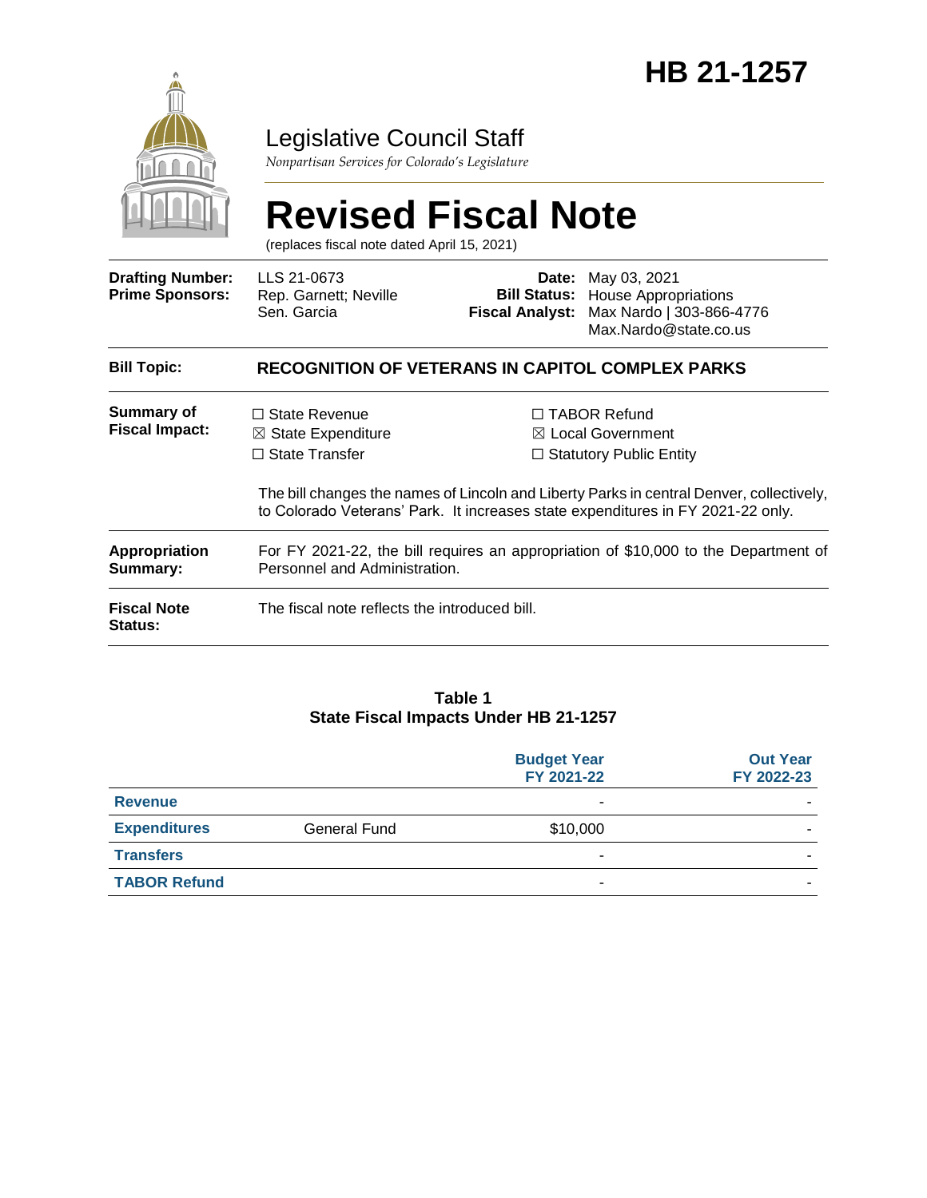# HB 21-1257

## Legislative Council Staff

*Nonpartisan Services for Colorado's Legislature*

# Revised Fiscal Note

(replaces fiscal note dated April 15, 2021)

| | | | |
|---|---|---|---|
| **Drafting Number:** | LLS 21-0673 | **Date:** | May 03, 2021 |
| **Prime Sponsors:** | Rep. Garnett; Neville<br>Sen. Garcia | **Bill Status:** | House Appropriations |
| | | **Fiscal Analyst:** | Max Nardo \| 303-866-4776<br>Max.Nardo@state.co.us |

| | |
|---|---|
| **Bill Topic:** | **RECOGNITION OF VETERANS IN CAPITOL COMPLEX PARKS** |
| **Summary of Fiscal Impact:** | ☐ State Revenue<br>☒ State Expenditure<br>☐ State Transfer<br>☐ TABOR Refund<br>☒ Local Government<br>☐ Statutory Public Entity<br><br>The bill changes the names of Lincoln and Liberty Parks in central Denver, collectively, to Colorado Veterans' Park. It increases state expenditures in FY 2021-22 only. |
| **Appropriation Summary:** | For FY 2021-22, the bill requires an appropriation of $10,000 to the Department of Personnel and Administration. |
| **Fiscal Note Status:** | The fiscal note reflects the introduced bill. |

**Table 1**
**State Fiscal Impacts Under HB 21-1257**

| | | Budget Year FY 2021-22 | Out Year FY 2022-23 |
|---|---|---|---|
| **Revenue** | | - | - |
| **Expenditures** | General Fund | $10,000 | - |
| **Transfers** | | - | - |
| **TABOR Refund** | | - | - |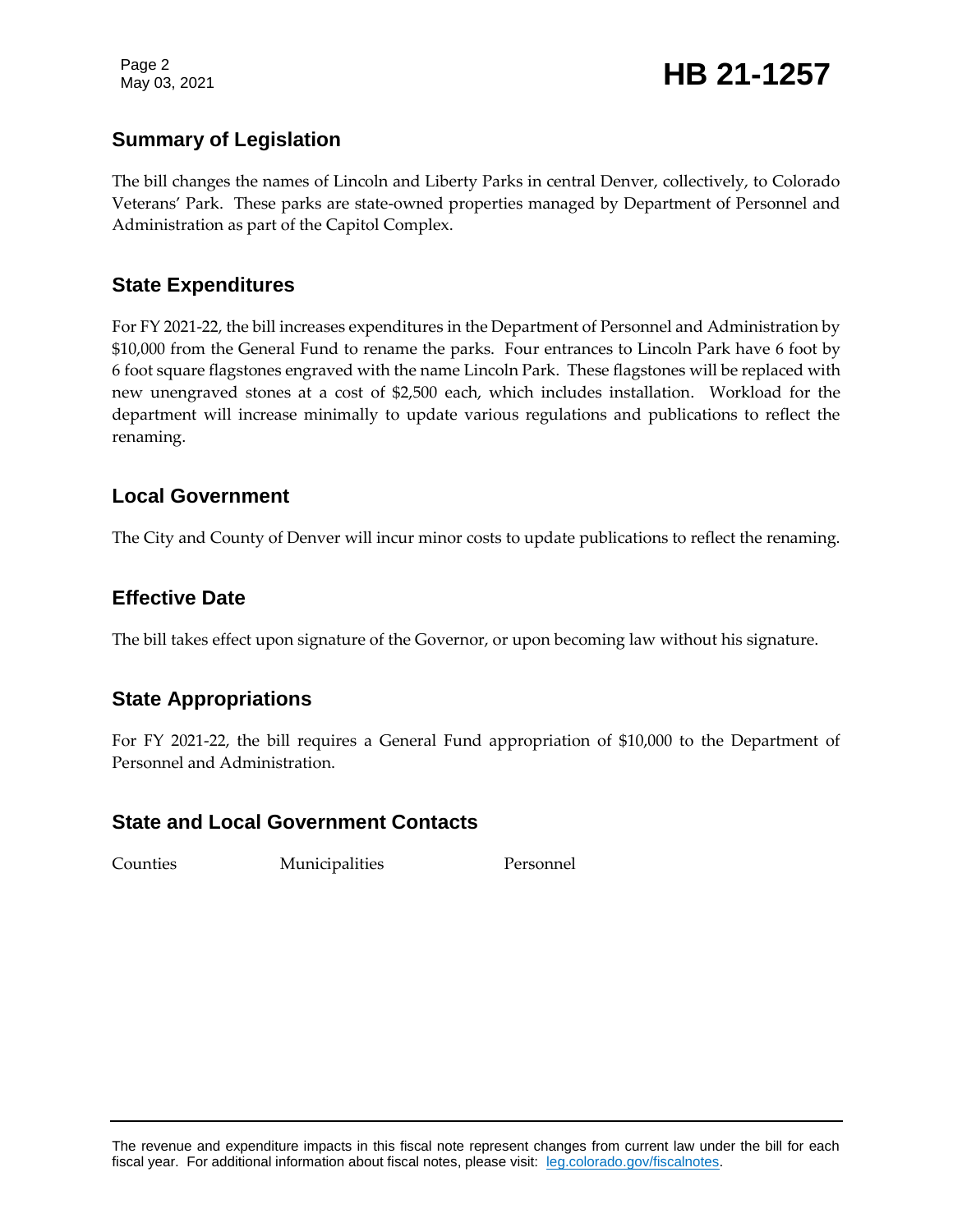## Summary of Legislation

The bill changes the names of Lincoln and Liberty Parks in central Denver, collectively, to Colorado Veterans' Park. These parks are state-owned properties managed by Department of Personnel and Administration as part of the Capitol Complex.

## State Expenditures

For FY 2021-22, the bill increases expenditures in the Department of Personnel and Administration by $10,000 from the General Fund to rename the parks. Four entrances to Lincoln Park have 6 foot by 6 foot square flagstones engraved with the name Lincoln Park. These flagstones will be replaced with new unengraved stones at a cost of $2,500 each, which includes installation. Workload for the department will increase minimally to update various regulations and publications to reflect the renaming.

## Local Government

The City and County of Denver will incur minor costs to update publications to reflect the renaming.

## Effective Date

The bill takes effect upon signature of the Governor, or upon becoming law without his signature.

## State Appropriations

For FY 2021-22, the bill requires a General Fund appropriation of $10,000 to the Department of Personnel and Administration.

## State and Local Government Contacts

Counties Municipalities Personnel

The revenue and expenditure impacts in this fiscal note represent changes from current law under the bill for each fiscal year. For additional information about fiscal notes, please visit: leg.colorado.gov/fiscalnotes.